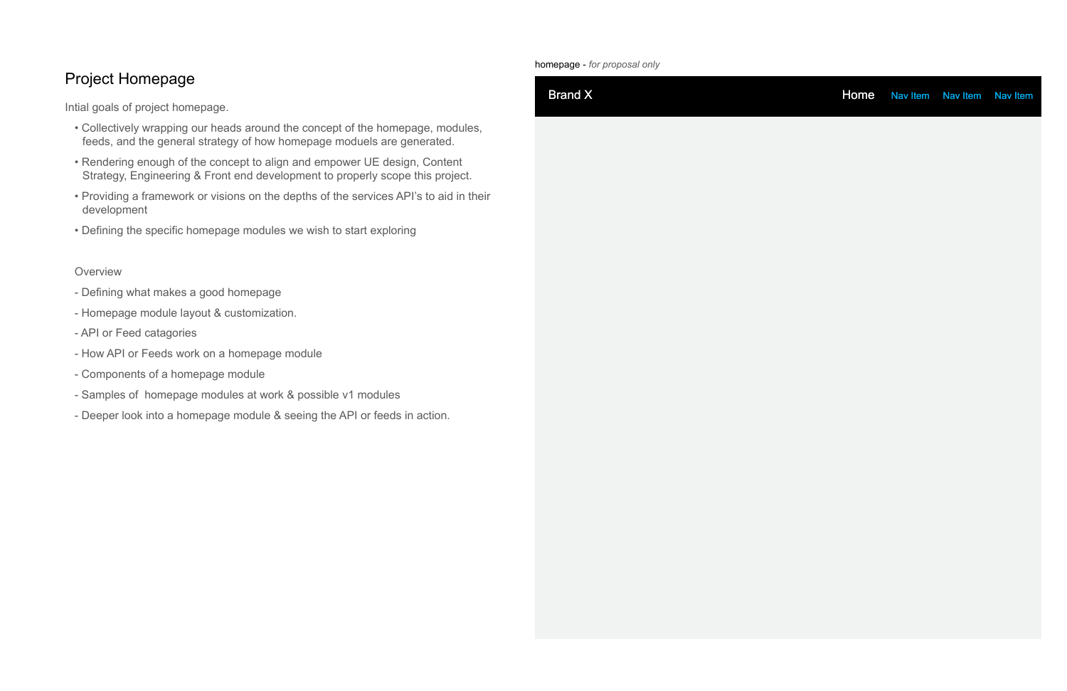# Project Homepage

Intial goals of project homepage.

- Collectively wrapping our heads around the concept of the homepage, modules, feeds, and the general strategy of how homepage moduels are generated.
- Rendering enough of the concept to align and empower UE design, Content Strategy, Engineering & Front end development to properly scope this project.
- Providing a framework or visions on the depths of the services API's to aid in their development
- Defining the specific homepage modules we wish to start exploring

Overview

- Defining what makes a good homepage
- Homepage module layout & customization.
- API or Feed catagories
- How API or Feeds work on a homepage module
- Components of a homepage module
- Samples of  homepage modules at work & possible v1 modules
- Deeper look into a homepage module & seeing the API or feeds in action.

homepage - *for proposal only*

Brand X    Home    Nav Item    Nav Item    Nav Item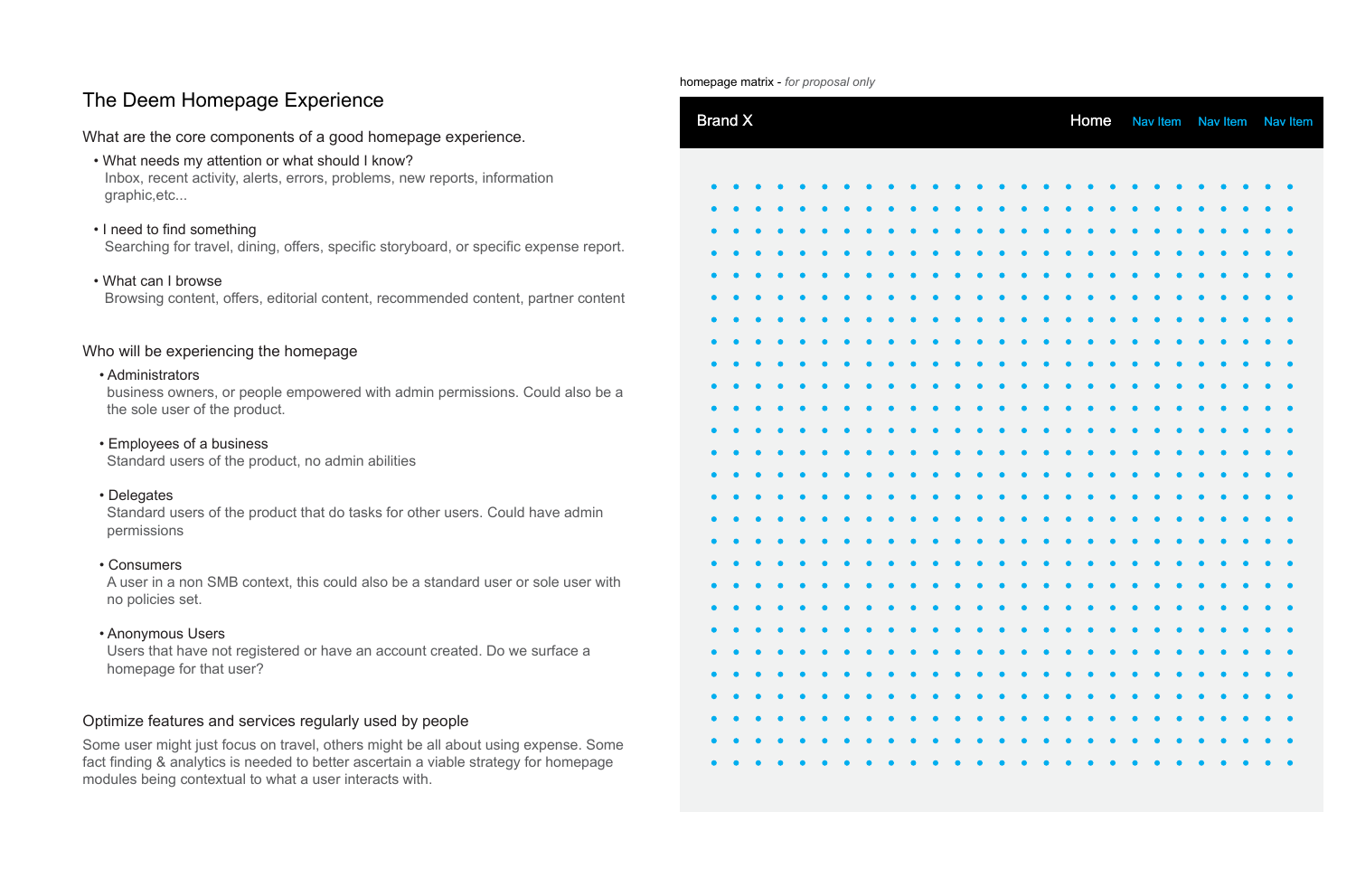# The Deem Homepage Experience

## What are the core components of a good homepage experience.

- What needs my attention or what should I know?
  Inbox, recent activity, alerts, errors, problems, new reports, information graphic,etc...

- I need to find something
  Searching for travel, dining, offers, specific storyboard, or specific expense report.

- What can I browse
  Browsing content, offers, editorial content, recommended content, partner content

## Who will be experiencing the homepage

- Administrators
  business owners, or people empowered with admin permissions. Could also be a the sole user of the product.

- Employees of a business
  Standard users of the product, no admin abilities

- Delegates
  Standard users of the product that do tasks for other users. Could have admin permissions

- Consumers
  A user in a non SMB context, this could also be a standard user or sole user with no policies set.

- Anonymous Users
  Users that have not registered or have an account created. Do we surface a homepage for that user?

## Optimize features and services regularly used by people

Some user might just focus on travel, others might be all about using expense. Some fact finding & analytics is needed to better ascertain a viable strategy for homepage modules being contextual to what a user interacts with.

homepage matrix - *for proposal only*

Brand X    Home    Nav Item    Nav Item    Nav Item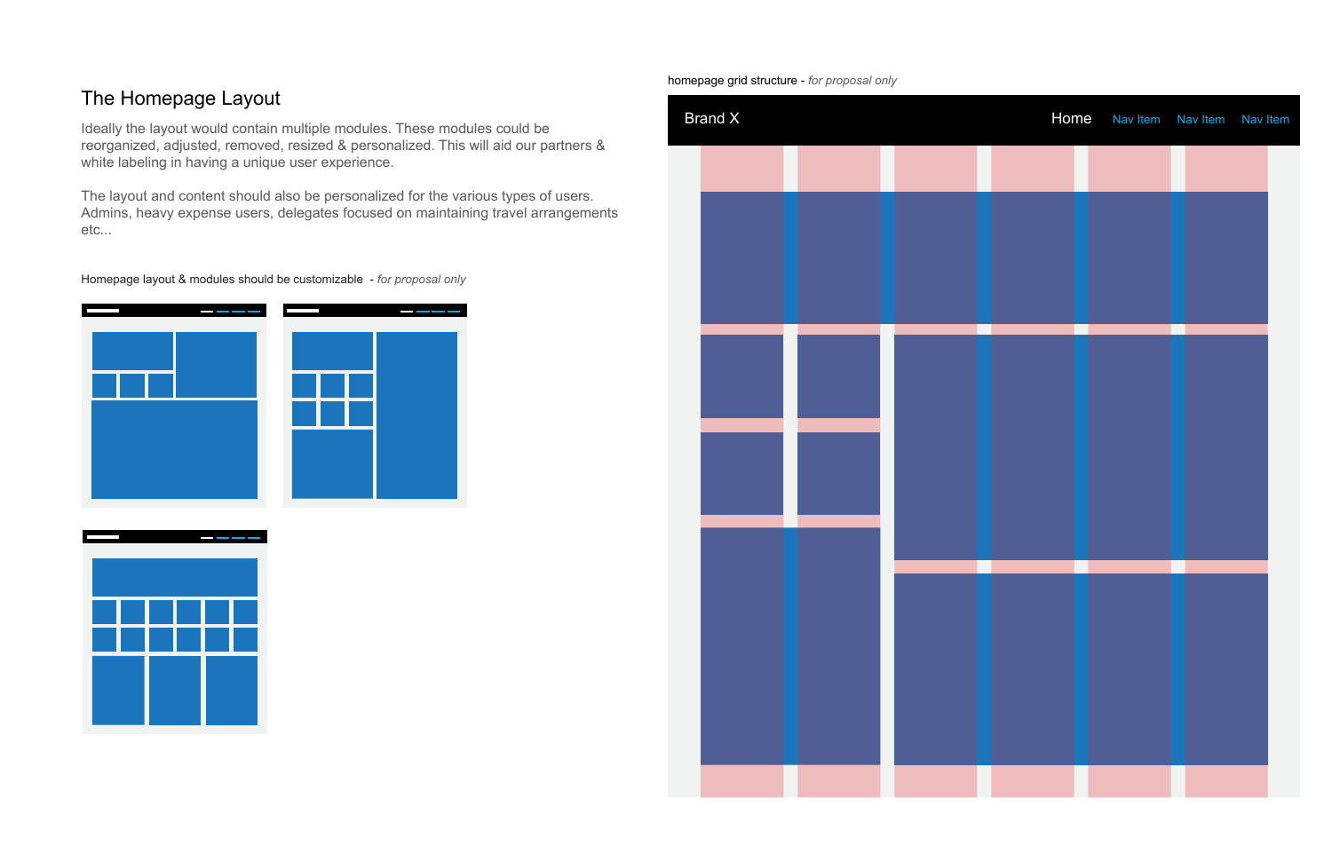# The Homepage Layout

Ideally the layout would contain multiple modules. These modules could be reorganized, adjusted, removed, resized & personalized. This will aid our partners & white labeling in having a unique user experience.

The layout and content should also be personalized for the various types of users. Admins, heavy expense users, delegates focused on maintaining travel arrangements etc...

Homepage layout & modules should be customizable - *for proposal only*

homepage grid structure - *for proposal only*

Brand X

Home Nav Item Nav Item Nav Item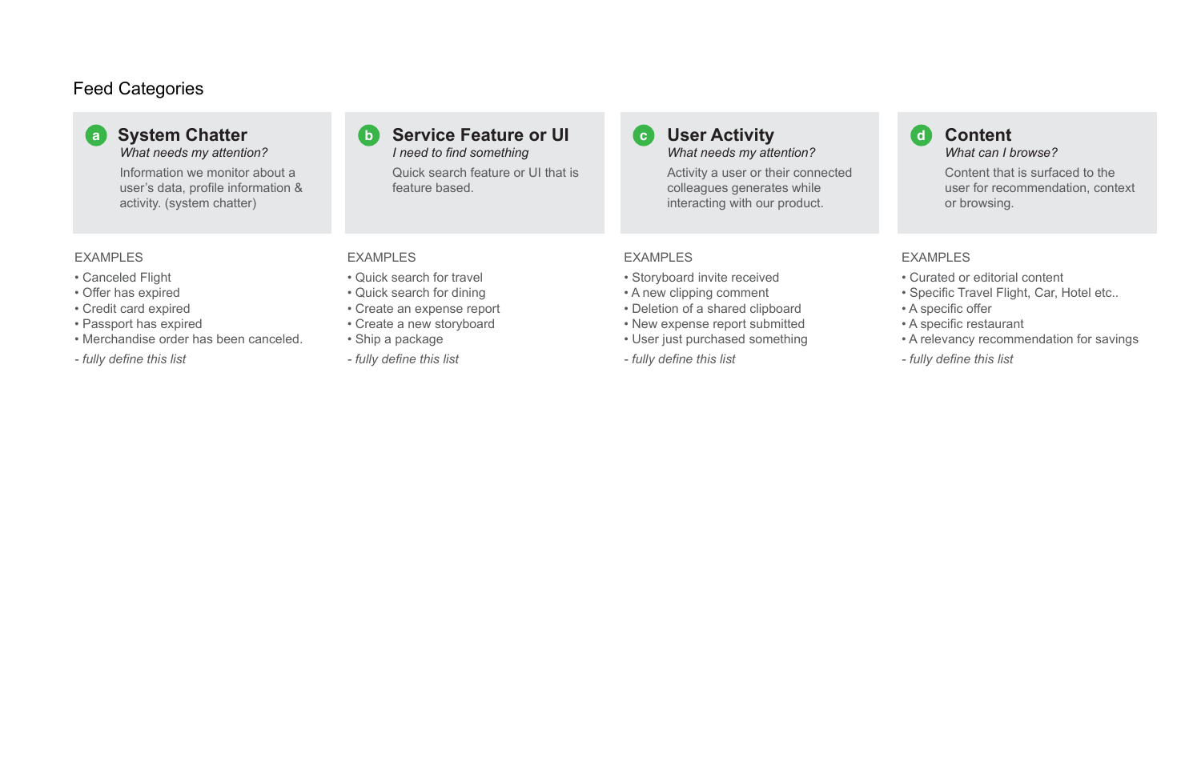# Feed Categories

## a System Chatter

*What needs my attention?*

Information we monitor about a user's data, profile information & activity. (system chatter)

EXAMPLES

- Canceled Flight
- Offer has expired
- Credit card expired
- Passport has expired
- Merchandise order has been canceled.

*- fully define this list*

## b Service Feature or UI

*I need to find something*

Quick search feature or UI that is feature based.

EXAMPLES

- Quick search for travel
- Quick search for dining
- Create an expense report
- Create a new storyboard
- Ship a package

*- fully define this list*

## c User Activity

*What needs my attention?*

Activity a user or their connected colleagues generates while interacting with our product.

EXAMPLES

- Storyboard invite received
- A new clipping comment
- Deletion of a shared clipboard
- New expense report submitted
- User just purchased something

*- fully define this list*

## d Content

*What can I browse?*

Content that is surfaced to the user for recommendation, context or browsing.

EXAMPLES

- Curated or editorial content
- Specific Travel Flight, Car, Hotel etc..
- A specific offer
- A specific restaurant
- A relevancy recommendation for savings

*- fully define this list*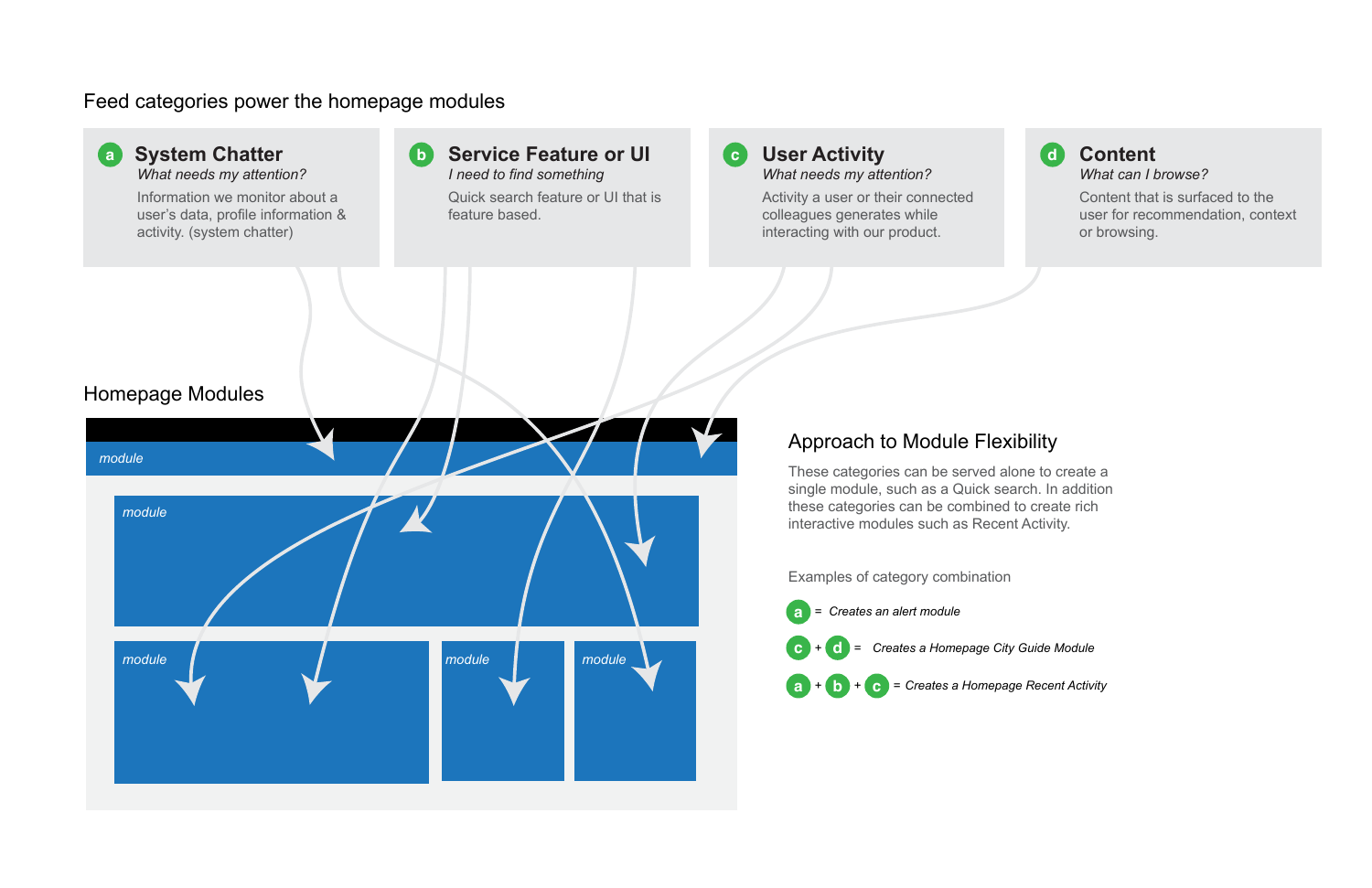## Feed categories power the homepage modules

**a System Chatter**
*What needs my attention?*
Information we monitor about a user's data, profile information & activity. (system chatter)

**b Service Feature or UI**
*I need to find something*
Quick search feature or UI that is feature based.

**c User Activity**
*What needs my attention?*
Activity a user or their connected colleagues generates while interacting with our product.

**d Content**
*What can I browse?*
Content that is surfaced to the user for recommendation, context or browsing.

## Homepage Modules

*module*

*module*

*module*

*module*

*module*

## Approach to Module Flexibility

These categories can be served alone to create a single module, such as a Quick search. In addition these categories can be combined to create rich interactive modules such as Recent Activity.

Examples of category combination

a = *Creates an alert module*

c + d = *Creates a Homepage City Guide Module*

a + b + c = *Creates a Homepage Recent Activity*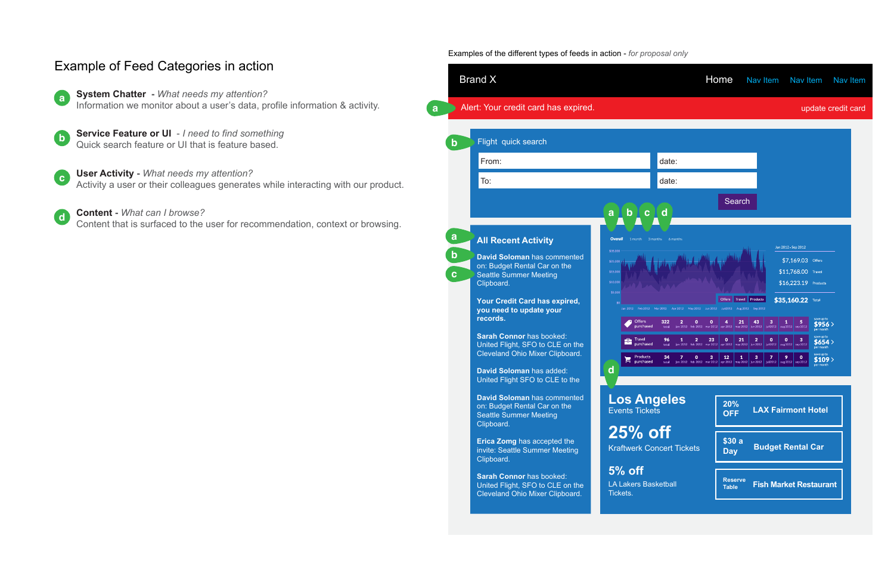## Example of Feed Categories in action

- **a** — **System Chatter** - *What needs my attention?*
  Information we monitor about a user's data, profile information & activity.
- **b** — **Service Feature or UI** - *I need to find something*
  Quick search feature or UI that is feature based.
- **c** — **User Activity** - *What needs my attention?*
  Activity a user or their colleagues generates while interacting with our product.
- **d** — **Content** - *What can I browse?*
  Content that is surfaced to the user for recommendation, context or browsing.

Examples of the different types of feeds in action - *for proposal only*

Brand X — Home | Nav Item | Nav Item | Nav Item

**a** Alert: Your credit card has expired. — update credit card

**b** Flight quick search

From: | date:

To: | date:

Search

**a** **All Recent Activity**

**b** **David Soloman** has commented on: Budget Rental Car on the Seattle Summer Meeting Clipboard.

**c** **Your Credit Card has expired, you need to update your records.**

**Sarah Connor** has booked: United Flight, SFO to CLE on the Cleveland Ohio Mixer Clipboard.

**David Soloman** has added: United Flight SFO to CLE to the

**David Soloman** has commented on: Budget Rental Car on the Seattle Summer Meeting Clipboard.

**Erica Zomg** has accepted the invite: Seattle Summer Meeting Clipboard.

**Sarah Connor** has booked: United Flight, SFO to CLE on the Cleveland Ohio Mixer Clipboard.

**a b c d**

Overall | 1 month | 3 months | 6 months

Jan 2012 - Sep 2012

- $7,169.03 Offers
- $11,768.00 Travel
- $16,223.19 Products
- $35,160.22 Total

| | Total | Jan 2012 | Feb 2012 | Mar 2012 | Apr 2012 | May 2012 | Jun 2012 | Jul 2012 | Aug 2012 | Sep 2012 | |
|---|---|---|---|---|---|---|---|---|---|---|---|
| Offers purchased | 322 | 2 | 0 | 0 | 4 | 21 | 43 | 3 | 1 | 5 | save up to $956 per month |
| Travel purchased | 96 | 1 | 2 | 23 | 0 | 21 | 2 | 0 | 0 | 3 | save up to $654 per month |
| Products purchased | 34 | 7 | 0 | 3 | 12 | 1 | 3 | 7 | 9 | 0 | save up to $109 per month |

**d**

**Los Angeles**
Events Tickets

**25% off**
Kraftwerk Concert Tickets

**5% off**
LA Lakers Basketball Tickets.

- **20% OFF** — **LAX Fairmont Hotel**
- **$30 a Day** — **Budget Rental Car**
- **Reserve Table** — **Fish Market Restaurant**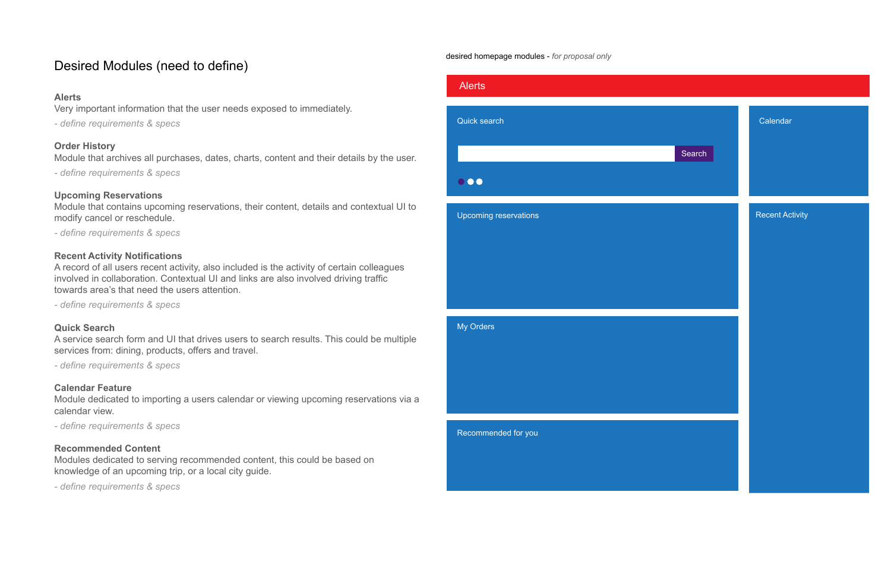# Desired Modules (need to define)

**Alerts**
Very important information that the user needs exposed to immediately.
*- define requirements & specs*

**Order History**
Module that archives all purchases, dates, charts, content and their details by the user.
*- define requirements & specs*

**Upcoming Reservations**
Module that contains upcoming reservations, their content, details and contextual UI to modify cancel or reschedule.
*- define requirements & specs*

**Recent Activity Notifications**
A record of all users recent activity, also included is the activity of certain colleagues involved in collaboration. Contextual UI and links are also involved driving traffic towards area's that need the users attention.
*- define requirements & specs*

**Quick Search**
A service search form and UI that drives users to search results. This could be multiple services from: dining, products, offers and travel.
*- define requirements & specs*

**Calendar Feature**
Module dedicated to importing a users calendar or viewing upcoming reservations via a calendar view.
*- define requirements & specs*

**Recommended Content**
Modules dedicated to serving recommended content, this could be based on knowledge of an upcoming trip, or a local city guide.
*- define requirements & specs*

desired homepage modules - *for proposal only*

Alerts

Quick search

Search

Calendar

Upcoming reservations

Recent Activity

My Orders

Recommended for you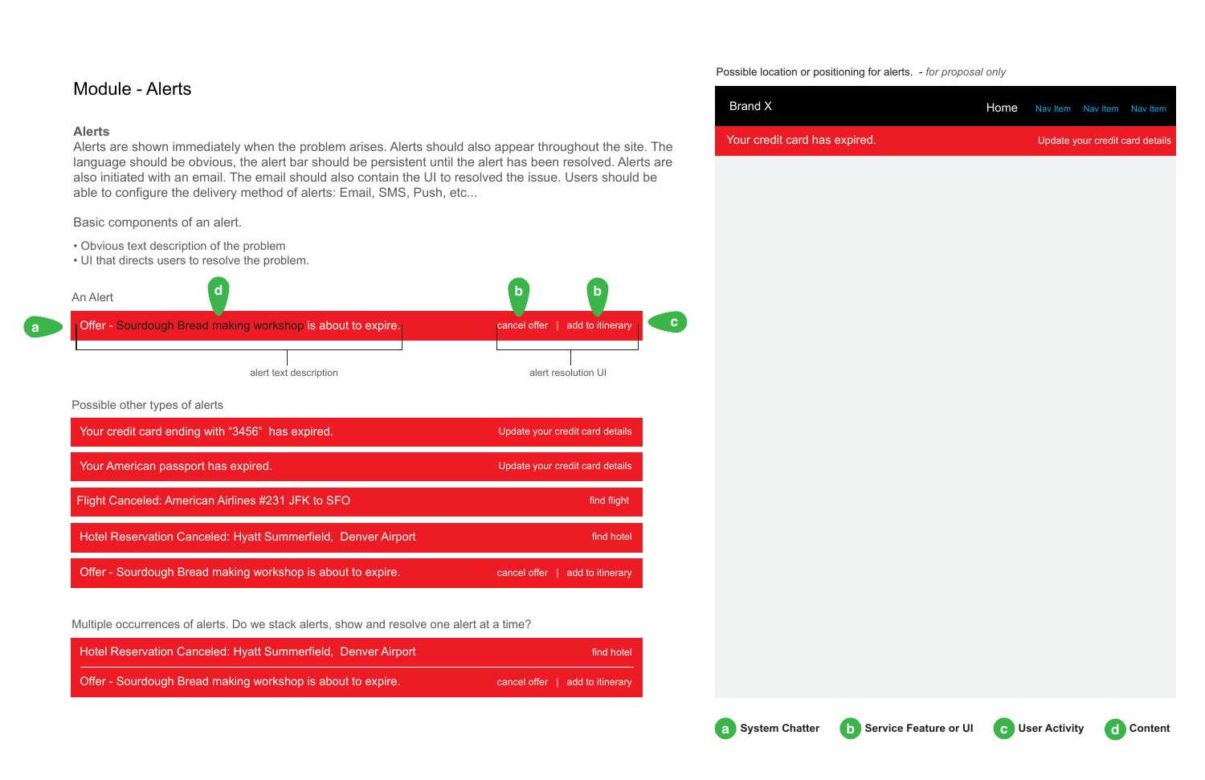# Module - Alerts

### Alerts

Alerts are shown immediately when the problem arises. Alerts should also appear throughout the site. The language should be obvious, the alert bar should be persistent until the alert has been resolved. Alerts are also initiated with an email. The email should also contain the UI to resolved the issue. Users should be able to configure the delivery method of alerts: Email, SMS, Push, etc...

Basic components of an alert.

- Obvious text description of the problem
- UI that directs users to resolve the problem.

An Alert

a — Offer - Sourdough Bread making workshop is about to expire. (d) — cancel offer (b) | add to itinerary (b) — c

alert text description — alert resolution UI

Possible other types of alerts

| Alert | Action |
|---|---|
| Your credit card ending with "3456" has expired. | Update your credit card details |
| Your American passport has expired. | Update your credit card details |
| Flight Canceled: American Airlines #231 JFK to SFO | find flight |
| Hotel Reservation Canceled: Hyatt Summerfield, Denver Airport | find hotel |
| Offer - Sourdough Bread making workshop is about to expire. | cancel offer \| add to itinerary |

Multiple occurrences of alerts. Do we stack alerts, show and resolve one alert at a time?

| Alert | Action |
|---|---|
| Hotel Reservation Canceled: Hyatt Summerfield, Denver Airport | find hotel |
| Offer - Sourdough Bread making workshop is about to expire. | cancel offer \| add to itinerary |

Possible location or positioning for alerts. - *for proposal only*

Brand X — Home — Nav Item — Nav Item — Nav Item

Your credit card has expired. — Update your credit card details

**a** System Chatter **b** Service Feature or UI **c** User Activity **d** Content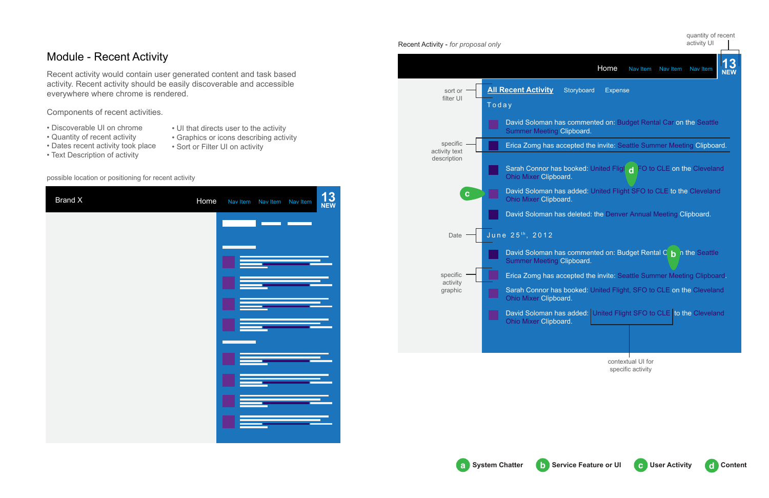# Module - Recent Activity

Recent activity would contain user generated content and task based activity. Recent activity should be easily discoverable and accessible everywhere where chrome is rendered.

Components of recent activities.

- Discoverable UI on chrome
- Quantity of recent activity
- Dates recent activity took place
- Text Description of activity
- UI that directs user to the activity
- Graphics or icons describing activity
- Sort or Filter UI on activity

possible location or positioning for recent activity

Brand X

Home Nav Item Nav Item Nav Item

13 NEW

Recent Activity - *for proposal only*

quantity of recent activity UI

Home Nav Item Nav Item Nav Item

13 NEW

sort or filter UI

All Recent Activity Storyboard Expense

Today

David Soloman has commented on: Budget Rental Car on the Seattle Summer Meeting Clipboard.

specific activity text description

Erica Zomg has accepted the invite: Seattle Summer Meeting Clipboard.

Sarah Connor has booked: United Flight SFO to CLE on the Cleveland Ohio Mixer Clipboard.

David Soloman has added: United Flight SFO to CLE to the Cleveland Ohio Mixer Clipboard.

David Soloman has deleted: the Denver Annual Meeting Clipboard.

Date

June 25th, 2012

David Soloman has commented on: Budget Rental Car on the Seattle Summer Meeting Clipboard.

specific activity graphic

Erica Zomg has accepted the invite: Seattle Summer Meeting Clipboard.

Sarah Connor has booked: United Flight, SFO to CLE on the Cleveland Ohio Mixer Clipboard.

David Soloman has added: United Flight SFO to CLE to the Cleveland Ohio Mixer Clipboard.

contextual UI for specific activity

a System Chatter

b Service Feature or UI

c User Activity

d Content